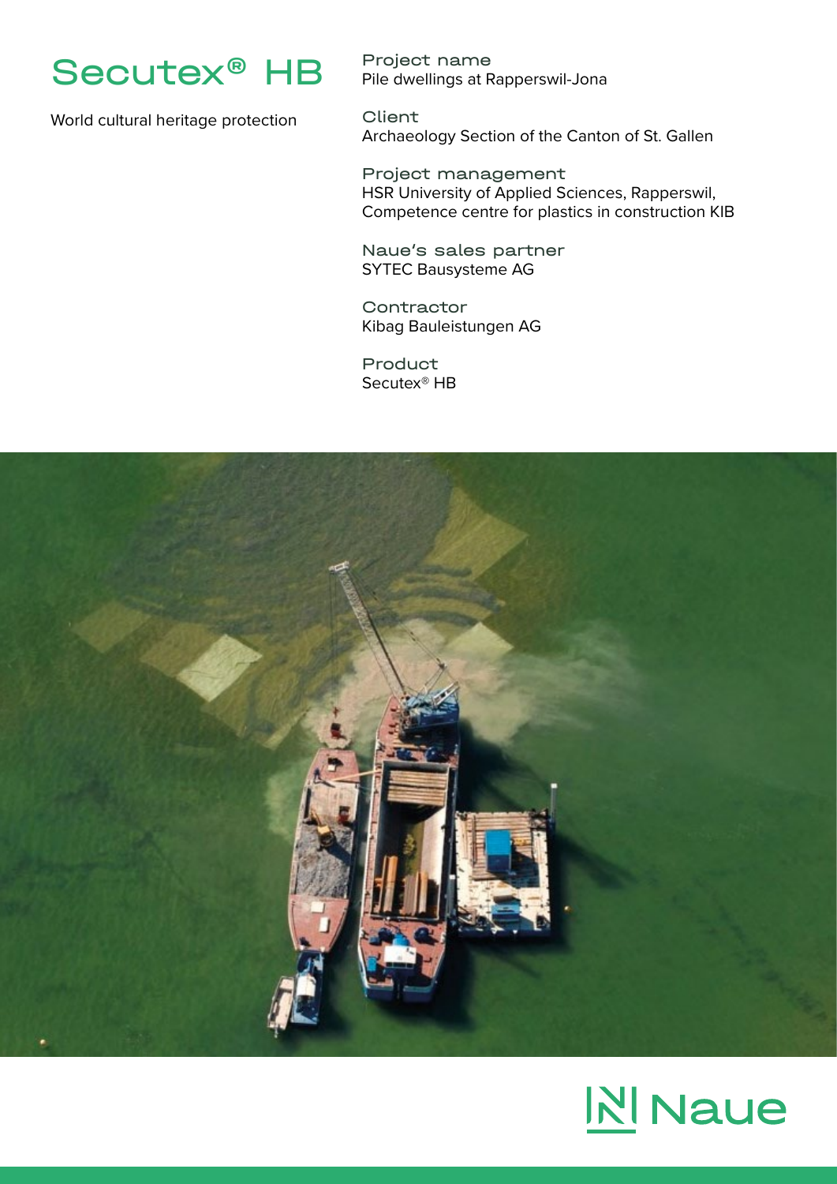# Secutex® HB

World cultural heritage protection

**Project name**
Pile dwellings at Rapperswil-Jona

**Client**
Archaeology Section of the Canton of St. Gallen

**Project management**
HSR University of Applied Sciences, Rapperswil,
Competence centre for plastics in construction KIB

**Naue's sales partner**
SYTEC Bausysteme AG

**Contractor**
Kibag Bauleistungen AG

**Product**
Secutex® HB

Naue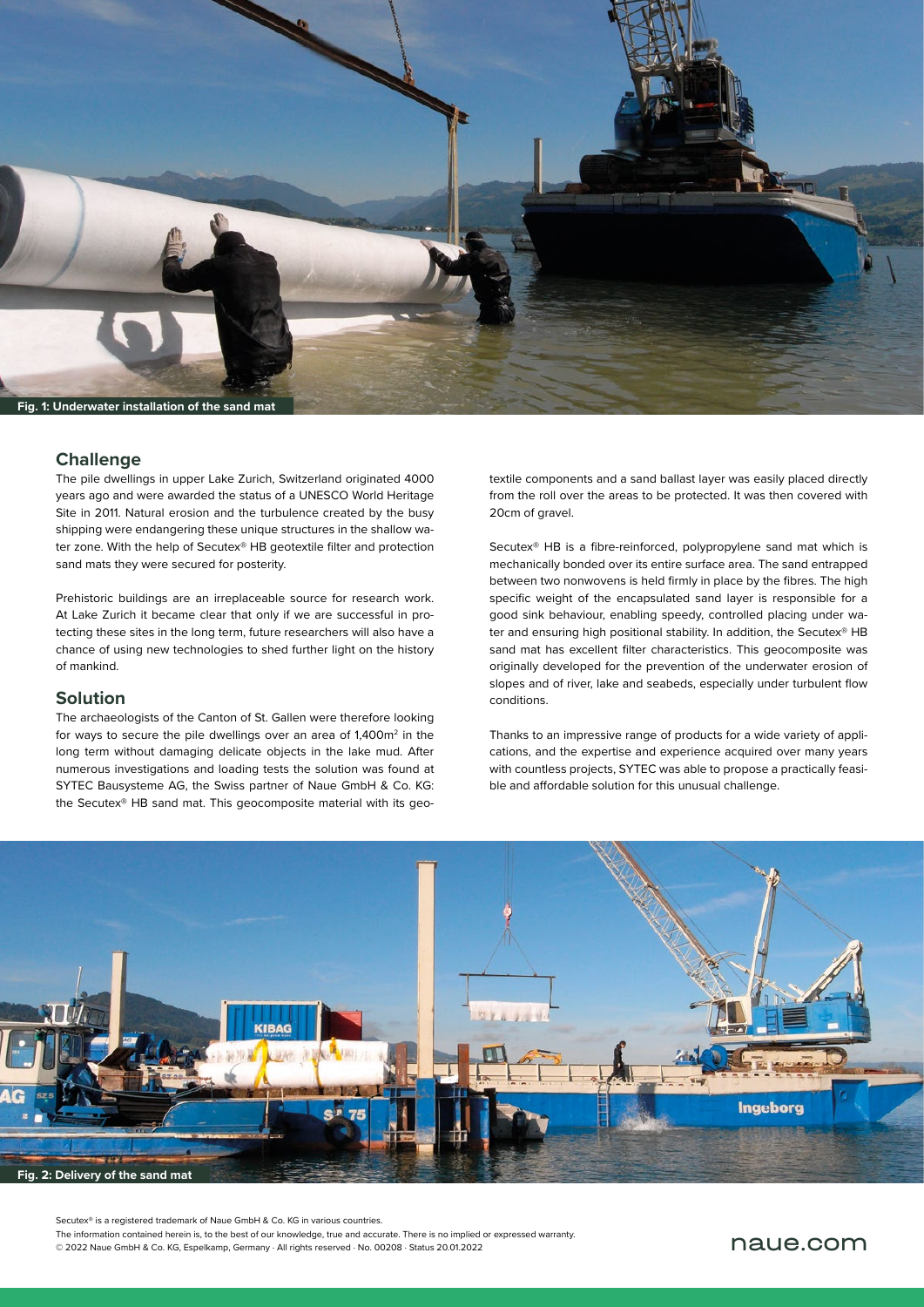Fig. 1: Underwater installation of the sand mat

## Challenge

The pile dwellings in upper Lake Zurich, Switzerland originated 4000 years ago and were awarded the status of a UNESCO World Heritage Site in 2011. Natural erosion and the turbulence created by the busy shipping were endangering these unique structures in the shallow water zone. With the help of Secutex® HB geotextile filter and protection sand mats they were secured for posterity.

Prehistoric buildings are an irreplaceable source for research work. At Lake Zurich it became clear that only if we are successful in protecting these sites in the long term, future researchers will also have a chance of using new technologies to shed further light on the history of mankind.

## Solution

The archaeologists of the Canton of St. Gallen were therefore looking for ways to secure the pile dwellings over an area of 1,400m² in the long term without damaging delicate objects in the lake mud. After numerous investigations and loading tests the solution was found at SYTEC Bausysteme AG, the Swiss partner of Naue GmbH & Co. KG: the Secutex® HB sand mat. This geocomposite material with its geotextile components and a sand ballast layer was easily placed directly from the roll over the areas to be protected. It was then covered with 20cm of gravel.

Secutex® HB is a fibre-reinforced, polypropylene sand mat which is mechanically bonded over its entire surface area. The sand entrapped between two nonwovens is held firmly in place by the fibres. The high specific weight of the encapsulated sand layer is responsible for a good sink behaviour, enabling speedy, controlled placing under water and ensuring high positional stability. In addition, the Secutex® HB sand mat has excellent filter characteristics. This geocomposite was originally developed for the prevention of the underwater erosion of slopes and of river, lake and seabeds, especially under turbulent flow conditions.

Thanks to an impressive range of products for a wide variety of applications, and the expertise and experience acquired over many years with countless projects, SYTEC was able to propose a practically feasible and affordable solution for this unusual challenge.

Fig. 2: Delivery of the sand mat

Secutex® is a registered trademark of Naue GmbH & Co. KG in various countries.
The information contained herein is, to the best of our knowledge, true and accurate. There is no implied or expressed warranty.
© 2022 Naue GmbH & Co. KG, Espelkamp, Germany · All rights reserved · No. 00208 · Status 20.01.2022

naue.com